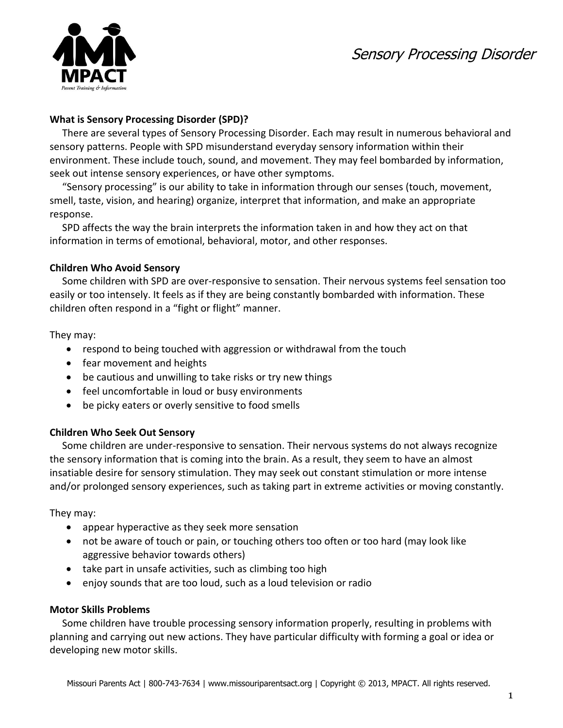# Sensory Processing Disorder

**What is Sensory Processing Disorder (SPD)?**

There are several types of Sensory Processing Disorder. Each may result in numerous behavioral and sensory patterns. People with SPD misunderstand everyday sensory information within their environment. These include touch, sound, and movement. They may feel bombarded by information, seek out intense sensory experiences, or have other symptoms.

"Sensory processing" is our ability to take in information through our senses (touch, movement, smell, taste, vision, and hearing) organize, interpret that information, and make an appropriate response.

SPD affects the way the brain interprets the information taken in and how they act on that information in terms of emotional, behavioral, motor, and other responses.

**Children Who Avoid Sensory**

Some children with SPD are over-responsive to sensation. Their nervous systems feel sensation too easily or too intensely. It feels as if they are being constantly bombarded with information. These children often respond in a "fight or flight" manner.

They may:

- respond to being touched with aggression or withdrawal from the touch
- fear movement and heights
- be cautious and unwilling to take risks or try new things
- feel uncomfortable in loud or busy environments
- be picky eaters or overly sensitive to food smells

**Children Who Seek Out Sensory**

Some children are under-responsive to sensation. Their nervous systems do not always recognize the sensory information that is coming into the brain. As a result, they seem to have an almost insatiable desire for sensory stimulation. They may seek out constant stimulation or more intense and/or prolonged sensory experiences, such as taking part in extreme activities or moving constantly.

They may:

- appear hyperactive as they seek more sensation
- not be aware of touch or pain, or touching others too often or too hard (may look like aggressive behavior towards others)
- take part in unsafe activities, such as climbing too high
- enjoy sounds that are too loud, such as a loud television or radio

**Motor Skills Problems**

Some children have trouble processing sensory information properly, resulting in problems with planning and carrying out new actions. They have particular difficulty with forming a goal or idea or developing new motor skills.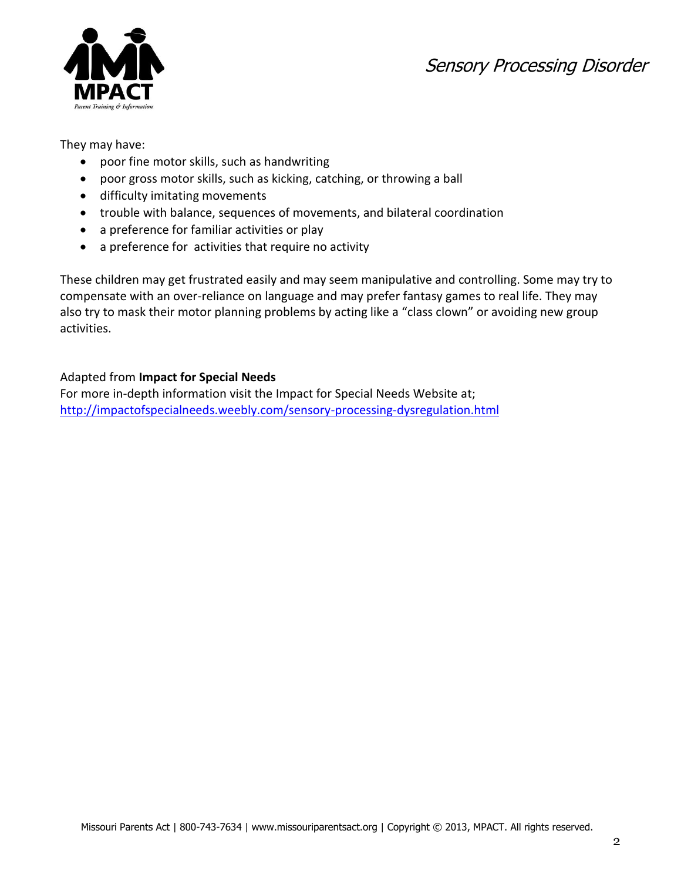They may have:

- poor fine motor skills, such as handwriting
- poor gross motor skills, such as kicking, catching, or throwing a ball
- difficulty imitating movements
- trouble with balance, sequences of movements, and bilateral coordination
- a preference for familiar activities or play
- a preference for  activities that require no activity

These children may get frustrated easily and may seem manipulative and controlling. Some may try to compensate with an over-reliance on language and may prefer fantasy games to real life. They may also try to mask their motor planning problems by acting like a "class clown" or avoiding new group activities.

Adapted from **Impact for Special Needs**
For more in-depth information visit the Impact for Special Needs Website at;
http://impactofspecialneeds.weebly.com/sensory-processing-dysregulation.html